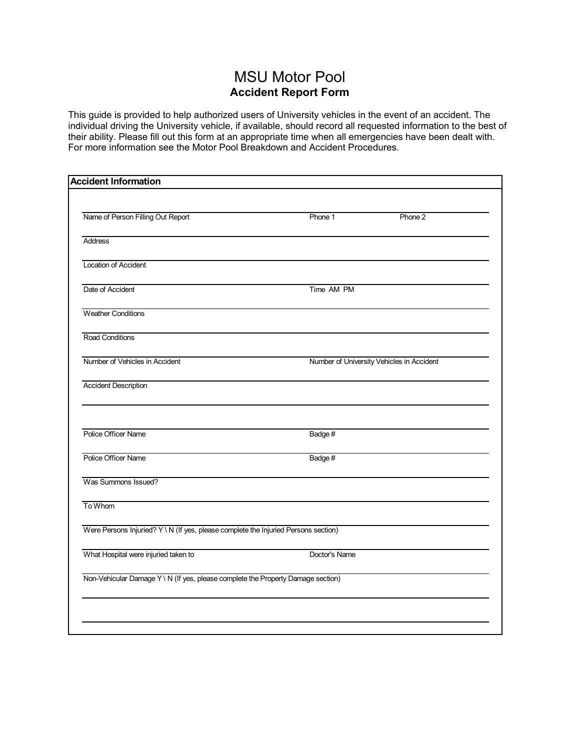# MSU Motor Pool

## Accident Report Form

This guide is provided to help authorized users of University vehicles in the event of an accident. The individual driving the University vehicle, if available, should record all requested information to the best of their ability. Please fill out this form at an appropriate time when all emergencies have been dealt with. For more information see the Motor Pool Breakdown and Accident Procedures.

### Accident Information

Name of Person Filling Out Report ______ Phone 1 ______ Phone 2 ______

Address ______

Location of Accident ______

Date of Accident ______ Time AM PM ______

Weather Conditions ______

Road Conditions ______

Number of Vehicles in Accident ______ Number of University Vehicles in Accident ______

Accident Description ______

______

Police Officer Name ______ Badge # ______

Police Officer Name ______ Badge # ______

Was Summons Issued? ______

To Whom ______

Were Persons Injuried? Y \ N (If yes, please complete the Injuried Persons section)

What Hospital were injuried taken to ______ Doctor's Name ______

Non-Vehicular Damage Y \ N (If yes, please complete the Property Damage section)

______

______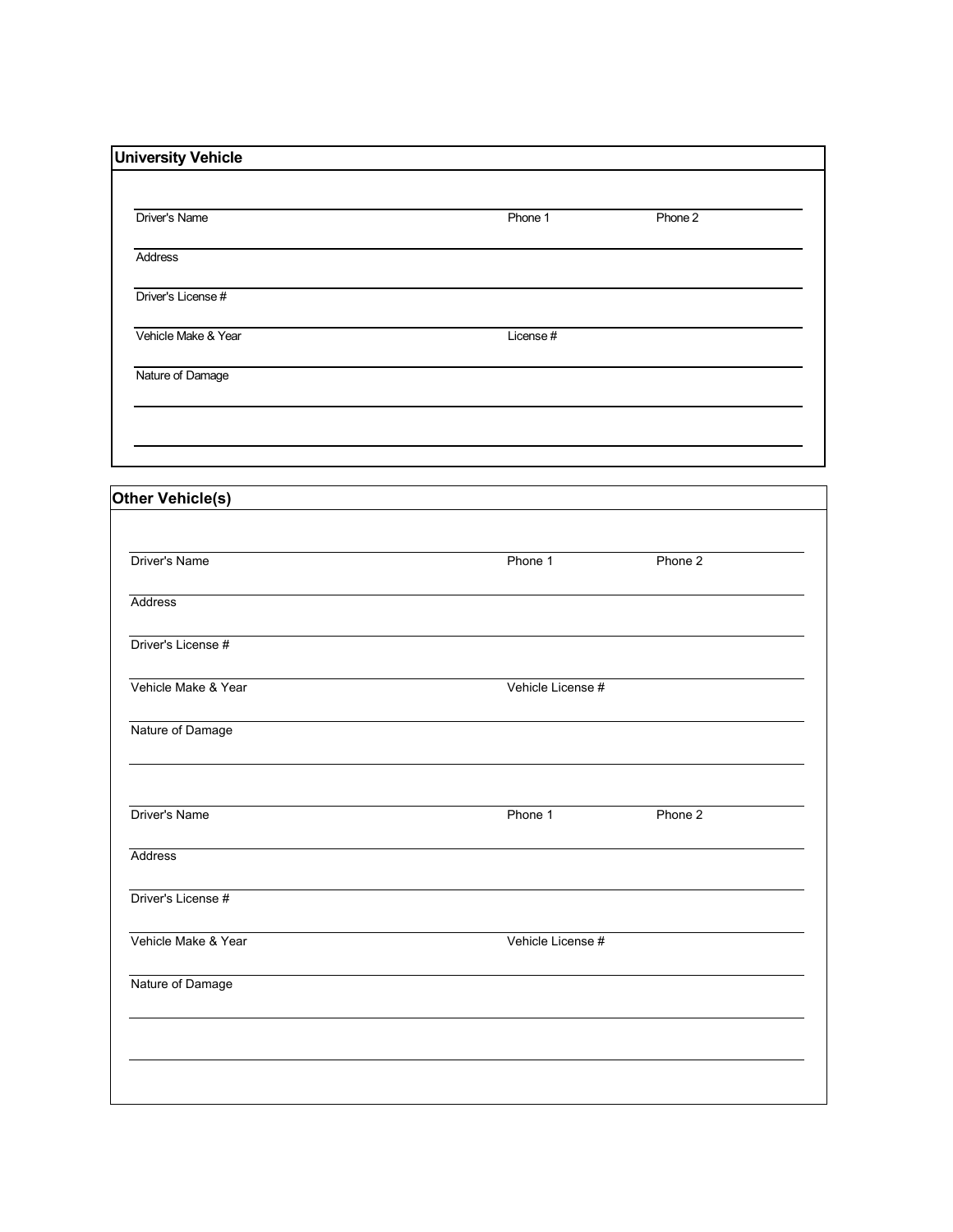## University Vehicle

Driver's Name | Phone 1 | Phone 2

Address

Driver's License #

Vehicle Make & Year | License #

Nature of Damage

## Other Vehicle(s)

Driver's Name | Phone 1 | Phone 2

Address

Driver's License #

Vehicle Make & Year | Vehicle License #

Nature of Damage

Driver's Name | Phone 1 | Phone 2

Address

Driver's License #

Vehicle Make & Year | Vehicle License #

Nature of Damage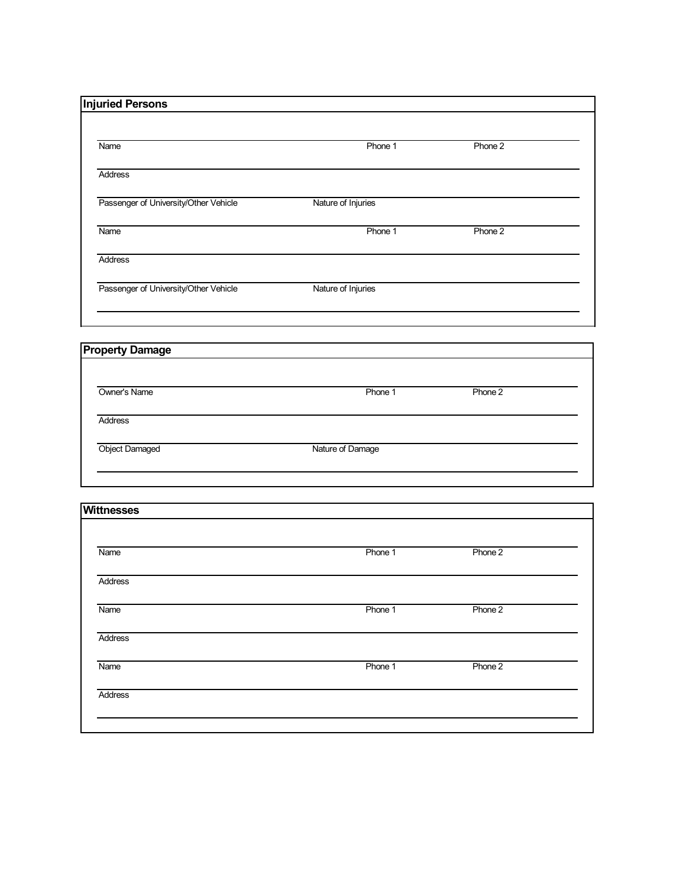## Injuried Persons

| | | |
|---|---|---|
| Name | Phone 1 | Phone 2 |
| Address | | |
| Passenger of University/Other Vehicle | Nature of Injuries | |
| Name | Phone 1 | Phone 2 |
| Address | | |
| Passenger of University/Other Vehicle | Nature of Injuries | |

## Property Damage

| | | |
|---|---|---|
| Owner's Name | Phone 1 | Phone 2 |
| Address | | |
| Object Damaged | Nature of Damage | |

## Wittnesses

| | | |
|---|---|---|
| Name | Phone 1 | Phone 2 |
| Address | | |
| Name | Phone 1 | Phone 2 |
| Address | | |
| Name | Phone 1 | Phone 2 |
| Address | | |